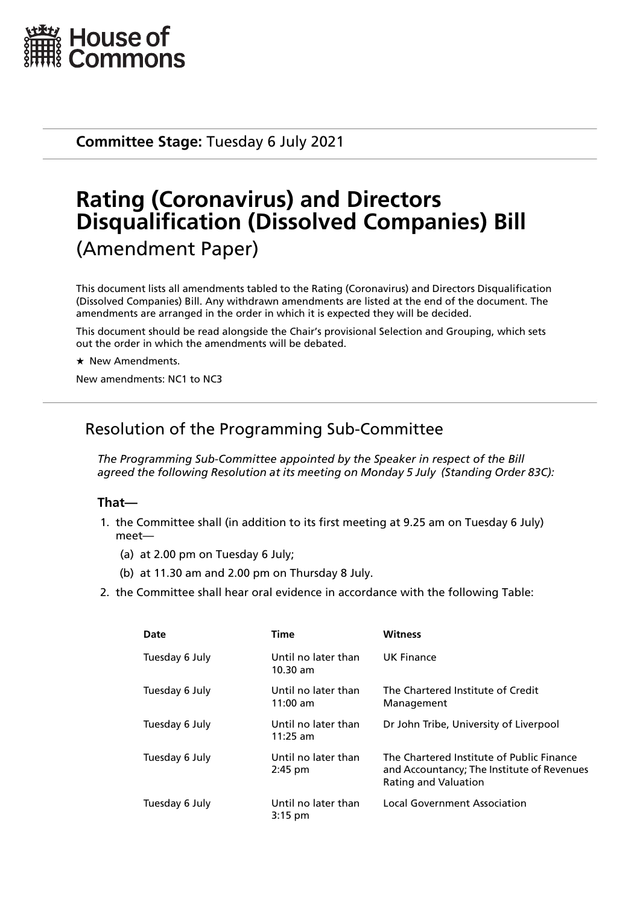House of Commons

**Committee Stage:** Tuesday 6 July 2021

# Rating (Coronavirus) and Directors Disqualification (Dissolved Companies) Bill

(Amendment Paper)

This document lists all amendments tabled to the Rating (Coronavirus) and Directors Disqualification (Dissolved Companies) Bill. Any withdrawn amendments are listed at the end of the document. The amendments are arranged in the order in which it is expected they will be decided.

This document should be read alongside the Chair's provisional Selection and Grouping, which sets out the order in which the amendments will be debated.

★ New Amendments.

New amendments: NC1 to NC3

## Resolution of the Programming Sub-Committee

*The Programming Sub-Committee appointed by the Speaker in respect of the Bill agreed the following Resolution at its meeting on Monday 5 July (Standing Order 83C):*

**That—**

1. the Committee shall (in addition to its first meeting at 9.25 am on Tuesday 6 July) meet—
   (a) at 2.00 pm on Tuesday 6 July;
   (b) at 11.30 am and 2.00 pm on Thursday 8 July.
2. the Committee shall hear oral evidence in accordance with the following Table:

| Date | Time | Witness |
|---|---|---|
| Tuesday 6 July | Until no later than 10.30 am | UK Finance |
| Tuesday 6 July | Until no later than 11:00 am | The Chartered Institute of Credit Management |
| Tuesday 6 July | Until no later than 11:25 am | Dr John Tribe, University of Liverpool |
| Tuesday 6 July | Until no later than 2:45 pm | The Chartered Institute of Public Finance and Accountancy; The Institute of Revenues Rating and Valuation |
| Tuesday 6 July | Until no later than 3:15 pm | Local Government Association |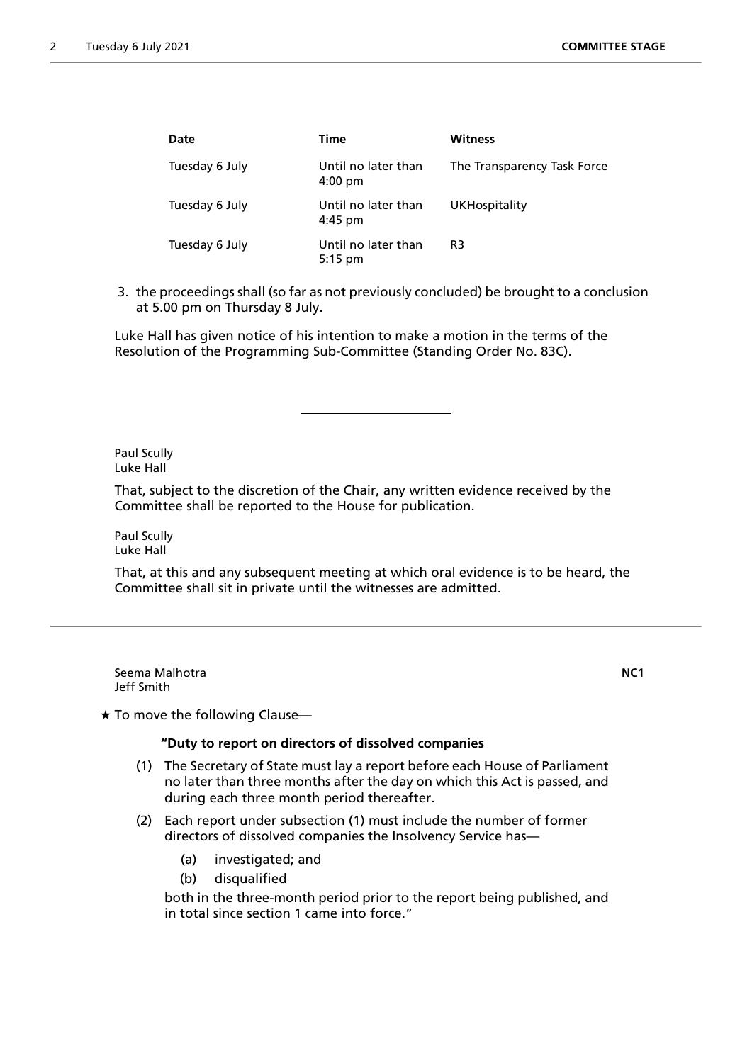| Date | Time | Witness |
| --- | --- | --- |
| Tuesday 6 July | Until no later than 4:00 pm | The Transparency Task Force |
| Tuesday 6 July | Until no later than 4:45 pm | UKHospitality |
| Tuesday 6 July | Until no later than 5:15 pm | R3 |

3. the proceedings shall (so far as not previously concluded) be brought to a conclusion at 5.00 pm on Thursday 8 July.

Luke Hall has given notice of his intention to make a motion in the terms of the Resolution of the Programming Sub-Committee (Standing Order No. 83C).

---

Paul Scully
Luke Hall

That, subject to the discretion of the Chair, any written evidence received by the Committee shall be reported to the House for publication.

Paul Scully
Luke Hall

That, at this and any subsequent meeting at which oral evidence is to be heard, the Committee shall sit in private until the witnesses are admitted.

---

Seema Malhotra
Jeff Smith

**NC1**

★ To move the following Clause—

**"Duty to report on directors of dissolved companies**

(1) The Secretary of State must lay a report before each House of Parliament no later than three months after the day on which this Act is passed, and during each three month period thereafter.

(2) Each report under subsection (1) must include the number of former directors of dissolved companies the Insolvency Service has—

(a) investigated; and

(b) disqualified

both in the three-month period prior to the report being published, and in total since section 1 came into force."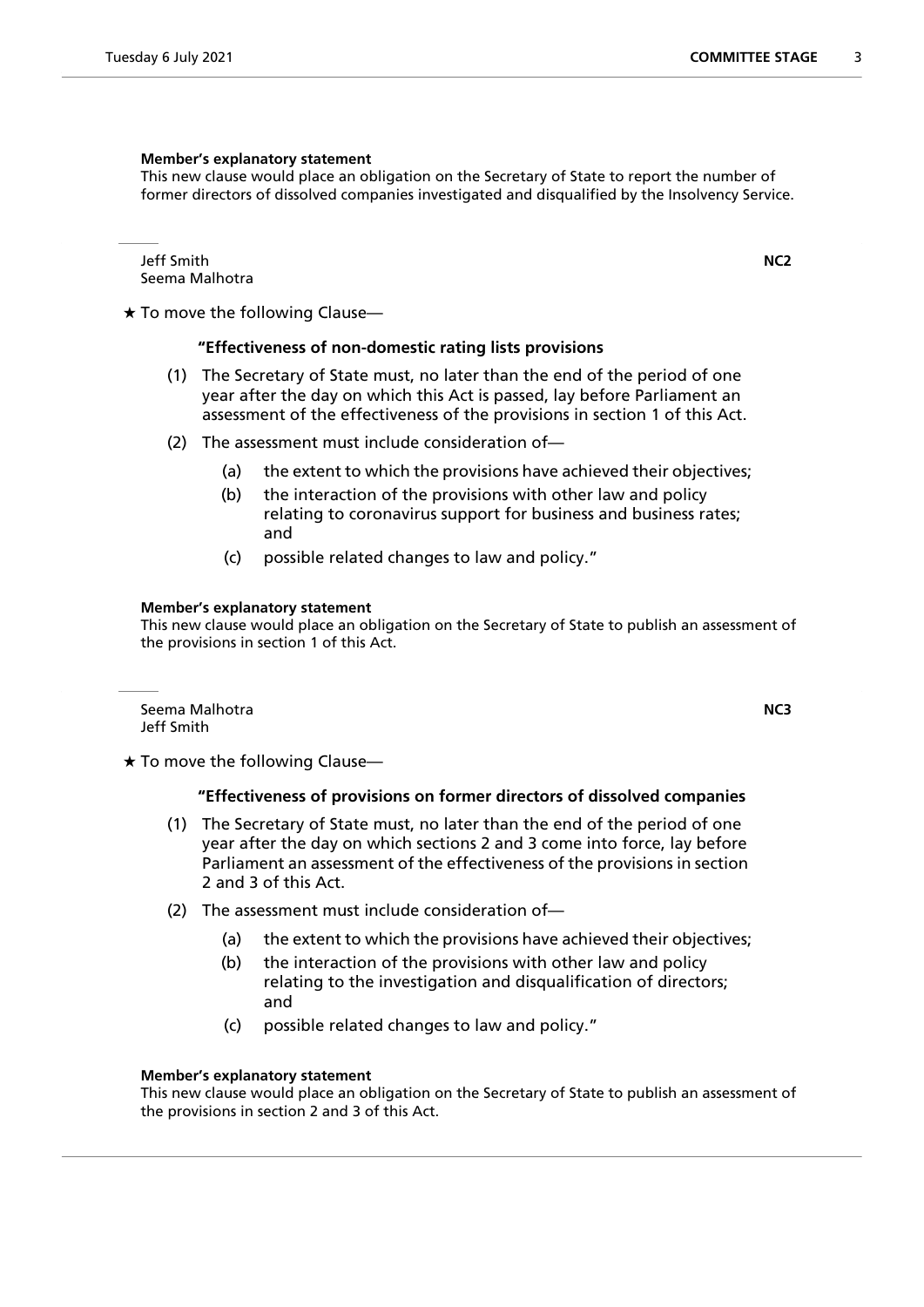**Member's explanatory statement**

This new clause would place an obligation on the Secretary of State to report the number of former directors of dissolved companies investigated and disqualified by the Insolvency Service.

---

Jeff Smith
Seema Malhotra

**NC2**

★ To move the following Clause—

**"Effectiveness of non-domestic rating lists provisions**

(1) The Secretary of State must, no later than the end of the period of one year after the day on which this Act is passed, lay before Parliament an assessment of the effectiveness of the provisions in section 1 of this Act.

(2) The assessment must include consideration of—

(a) the extent to which the provisions have achieved their objectives;

(b) the interaction of the provisions with other law and policy relating to coronavirus support for business and business rates; and

(c) possible related changes to law and policy."

**Member's explanatory statement**

This new clause would place an obligation on the Secretary of State to publish an assessment of the provisions in section 1 of this Act.

---

Seema Malhotra
Jeff Smith

**NC3**

★ To move the following Clause—

**"Effectiveness of provisions on former directors of dissolved companies**

(1) The Secretary of State must, no later than the end of the period of one year after the day on which sections 2 and 3 come into force, lay before Parliament an assessment of the effectiveness of the provisions in section 2 and 3 of this Act.

(2) The assessment must include consideration of—

(a) the extent to which the provisions have achieved their objectives;

(b) the interaction of the provisions with other law and policy relating to the investigation and disqualification of directors; and

(c) possible related changes to law and policy."

**Member's explanatory statement**

This new clause would place an obligation on the Secretary of State to publish an assessment of the provisions in section 2 and 3 of this Act.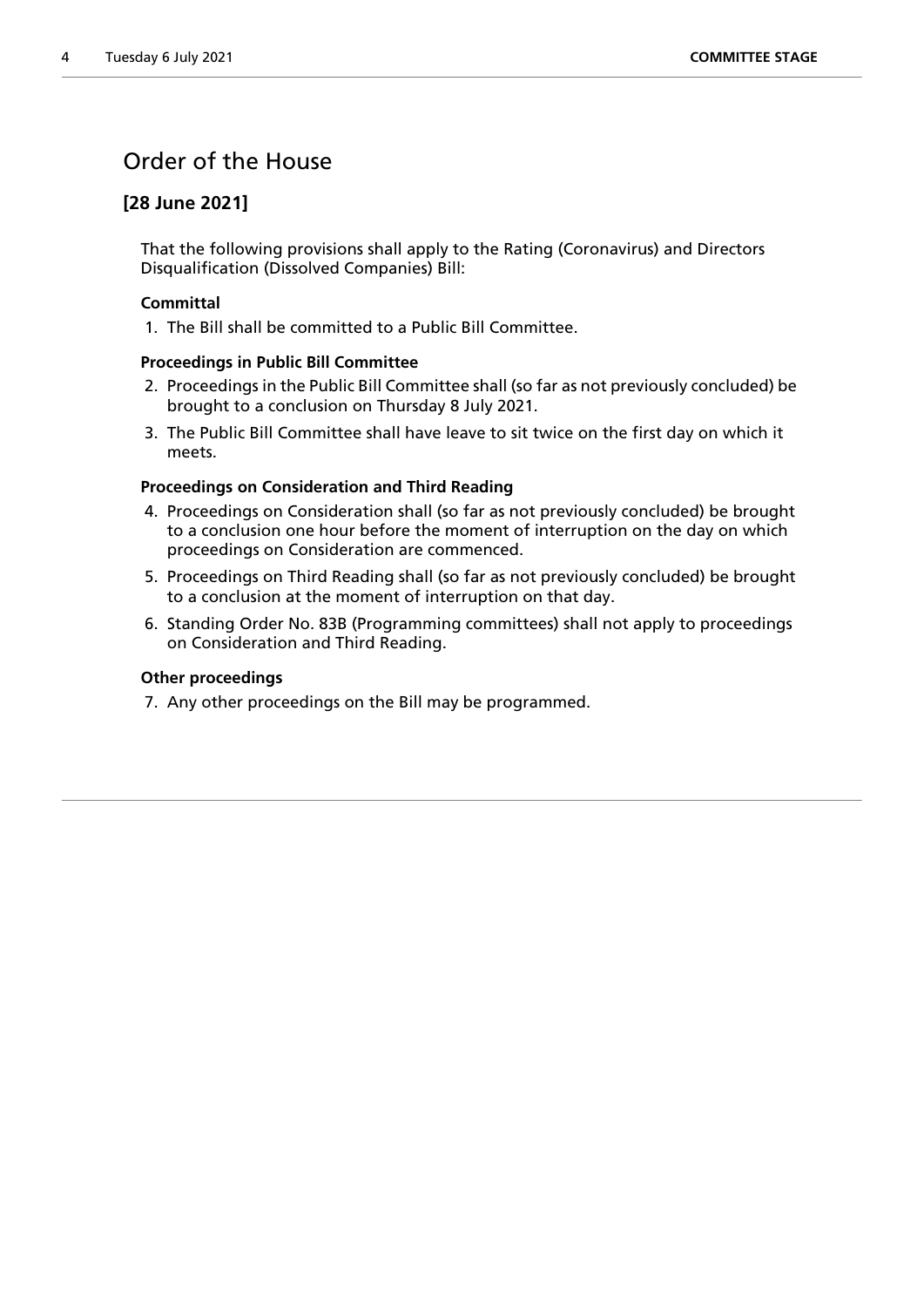## Order of the House

### [28 June 2021]

That the following provisions shall apply to the Rating (Coronavirus) and Directors Disqualification (Dissolved Companies) Bill:

**Committal**

1. The Bill shall be committed to a Public Bill Committee.

**Proceedings in Public Bill Committee**

2. Proceedings in the Public Bill Committee shall (so far as not previously concluded) be brought to a conclusion on Thursday 8 July 2021.
3. The Public Bill Committee shall have leave to sit twice on the first day on which it meets.

**Proceedings on Consideration and Third Reading**

4. Proceedings on Consideration shall (so far as not previously concluded) be brought to a conclusion one hour before the moment of interruption on the day on which proceedings on Consideration are commenced.
5. Proceedings on Third Reading shall (so far as not previously concluded) be brought to a conclusion at the moment of interruption on that day.
6. Standing Order No. 83B (Programming committees) shall not apply to proceedings on Consideration and Third Reading.

**Other proceedings**

7. Any other proceedings on the Bill may be programmed.